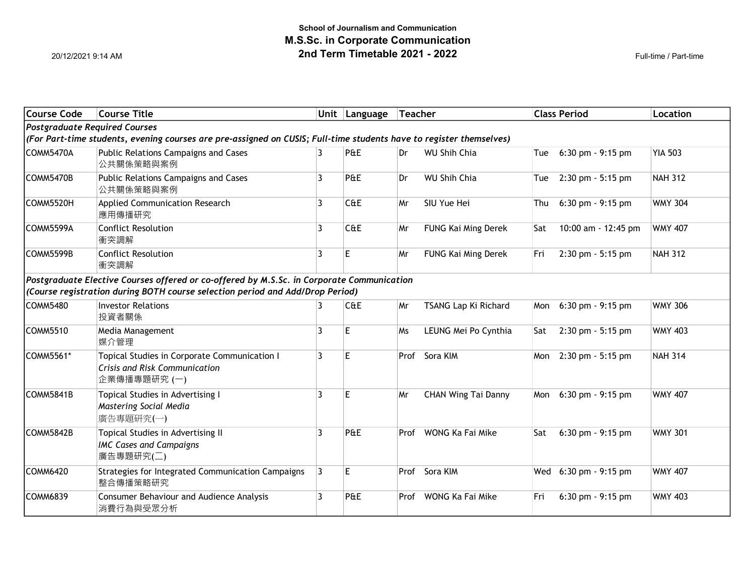**School of Journalism and Communication**

# M.S.Sc. in Corporate Communication

## 2nd Term Timetable 2021 - 2022

20/12/2021 9:14 AM

Full-time / Part-time

| Course Code | Course Title | Unit | Language | Teacher | | Class Period | | Location |
|---|---|---|---|---|---|---|---|---|
| ***Postgraduate Required Courses*** | | | | | | | | |
| ***(For Part-time students, evening courses are pre-assigned on CUSIS; Full-time students have to register themselves)*** | | | | | | | | |
| COMM5470A | Public Relations Campaigns and Cases 公共關係策略與案例 | 3 | P&E | Dr | WU Shih Chia | Tue | 6:30 pm - 9:15 pm | YIA 503 |
| COMM5470B | Public Relations Campaigns and Cases 公共關係策略與案例 | 3 | P&E | Dr | WU Shih Chia | Tue | 2:30 pm - 5:15 pm | NAH 312 |
| COMM5520H | Applied Communication Research 應用傳播研究 | 3 | C&E | Mr | SIU Yue Hei | Thu | 6:30 pm - 9:15 pm | WMY 304 |
| COMM5599A | Conflict Resolution 衝突調解 | 3 | C&E | Mr | FUNG Kai Ming Derek | Sat | 10:00 am - 12:45 pm | WMY 407 |
| COMM5599B | Conflict Resolution 衝突調解 | 3 | E | Mr | FUNG Kai Ming Derek | Fri | 2:30 pm - 5:15 pm | NAH 312 |
| ***Postgraduate Elective Courses offered or co-offered by M.S.Sc. in Corporate Communication*** | | | | | | | | |
| ***(Course registration during BOTH course selection period and Add/Drop Period)*** | | | | | | | | |
| COMM5480 | Investor Relations 投資者關係 | 3 | C&E | Mr | TSANG Lap Ki Richard | Mon | 6:30 pm - 9:15 pm | WMY 306 |
| COMM5510 | Media Management 媒介管理 | 3 | E | Ms | LEUNG Mei Po Cynthia | Sat | 2:30 pm - 5:15 pm | WMY 403 |
| COMM5561* | Topical Studies in Corporate Communication I *Crisis and Risk Communication* 企業傳播專題研究 (一) | 3 | E | Prof | Sora KIM | Mon | 2:30 pm - 5:15 pm | NAH 314 |
| COMM5841B | Topical Studies in Advertising I *Mastering Social Media* 廣告專題研究(一) | 3 | E | Mr | CHAN Wing Tai Danny | Mon | 6:30 pm - 9:15 pm | WMY 407 |
| COMM5842B | Topical Studies in Advertising II *IMC Cases and Campaigns* 廣告專題研究(二) | 3 | P&E | Prof | WONG Ka Fai Mike | Sat | 6:30 pm - 9:15 pm | WMY 301 |
| COMM6420 | Strategies for Integrated Communication Campaigns 整合傳播策略研究 | 3 | E | Prof | Sora KIM | Wed | 6:30 pm - 9:15 pm | WMY 407 |
| COMM6839 | Consumer Behaviour and Audience Analysis 消費行為與受眾分析 | 3 | P&E | Prof | WONG Ka Fai Mike | Fri | 6:30 pm - 9:15 pm | WMY 403 |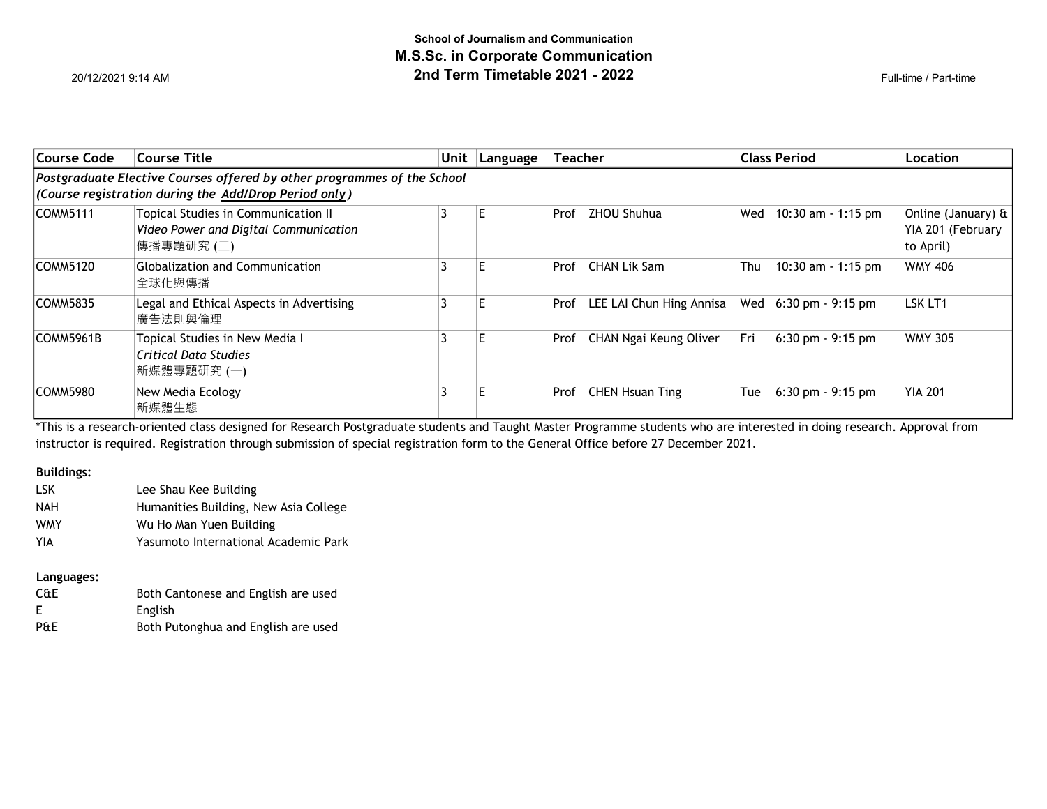**School of Journalism and Communication**
## M.S.Sc. in Corporate Communication
## 2nd Term Timetable 2021 - 2022

20/12/2021 9:14 AM

Full-time / Part-time

| Course Code | Course Title | Unit | Language | Teacher | Class Period | Location |
|---|---|---|---|---|---|---|
| ***Postgraduate Elective Courses offered by other programmes of the School (Course registration during the Add/Drop Period only)*** | | | | | | |
| COMM5111 | Topical Studies in Communication II<br>*Video Power and Digital Communication*<br>傳播專題研究 (二) | 3 | E | Prof ZHOU Shuhua | Wed 10:30 am - 1:15 pm | Online (January) & YIA 201 (February to April) |
| COMM5120 | Globalization and Communication<br>全球化與傳播 | 3 | E | Prof CHAN Lik Sam | Thu 10:30 am - 1:15 pm | WMY 406 |
| COMM5835 | Legal and Ethical Aspects in Advertising<br>廣告法則與倫理 | 3 | E | Prof LEE LAI Chun Hing Annisa | Wed 6:30 pm - 9:15 pm | LSK LT1 |
| COMM5961B | Topical Studies in New Media I<br>*Critical Data Studies*<br>新媒體專題研究 (一) | 3 | E | Prof CHAN Ngai Keung Oliver | Fri 6:30 pm - 9:15 pm | WMY 305 |
| COMM5980 | New Media Ecology<br>新媒體生態 | 3 | E | Prof CHEN Hsuan Ting | Tue 6:30 pm - 9:15 pm | YIA 201 |

*This is a research-oriented class designed for Research Postgraduate students and Taught Master Programme students who are interested in doing research. Approval from instructor is required. Registration through submission of special registration form to the General Office before 27 December 2021.

**Buildings:**

| | |
|---|---|
| LSK | Lee Shau Kee Building |
| NAH | Humanities Building, New Asia College |
| WMY | Wu Ho Man Yuen Building |
| YIA | Yasumoto International Academic Park |

**Languages:**

| | |
|---|---|
| C&E | Both Cantonese and English are used |
| E | English |
| P&E | Both Putonghua and English are used |